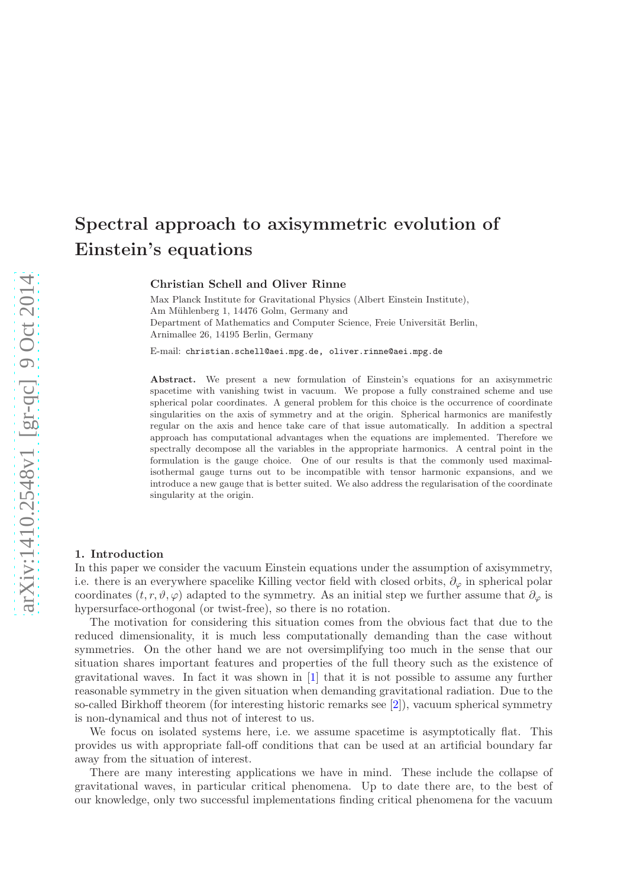# Spectral approach to axisymmetric evolution of Einstein's equations

**Christian Schell and Oliver Rinne**

Max Planck Institute for Gravitational Physics (Albert Einstein Institute), Am Mühlenberg 1, 14476 Golm, Germany and
Department of Mathematics and Computer Science, Freie Universität Berlin, Arnimallee 26, 14195 Berlin, Germany

E-mail: christian.schell@aei.mpg.de, oliver.rinne@aei.mpg.de

**Abstract.** We present a new formulation of Einstein's equations for an axisymmetric spacetime with vanishing twist in vacuum. We propose a fully constrained scheme and use spherical polar coordinates. A general problem for this choice is the occurrence of coordinate singularities on the axis of symmetry and at the origin. Spherical harmonics are manifestly regular on the axis and hence take care of that issue automatically. In addition a spectral approach has computational advantages when the equations are implemented. Therefore we spectrally decompose all the variables in the appropriate harmonics. A central point in the formulation is the gauge choice. One of our results is that the commonly used maximal-isothermal gauge turns out to be incompatible with tensor harmonic expansions, and we introduce a new gauge that is better suited. We also address the regularisation of the coordinate singularity at the origin.

## 1. Introduction

In this paper we consider the vacuum Einstein equations under the assumption of axisymmetry, i.e. there is an everywhere spacelike Killing vector field with closed orbits, $\partial_\varphi$ in spherical polar coordinates $(t, r, \vartheta, \varphi)$ adapted to the symmetry. As an initial step we further assume that $\partial_\varphi$ is hypersurface-orthogonal (or twist-free), so there is no rotation.

The motivation for considering this situation comes from the obvious fact that due to the reduced dimensionality, it is much less computationally demanding than the case without symmetries. On the other hand we are not oversimplifying too much in the sense that our situation shares important features and properties of the full theory such as the existence of gravitational waves. In fact it was shown in [1] that it is not possible to assume any further reasonable symmetry in the given situation when demanding gravitational radiation. Due to the so-called Birkhoff theorem (for interesting historic remarks see [2]), vacuum spherical symmetry is non-dynamical and thus not of interest to us.

We focus on isolated systems here, i.e. we assume spacetime is asymptotically flat. This provides us with appropriate fall-off conditions that can be used at an artificial boundary far away from the situation of interest.

There are many interesting applications we have in mind. These include the collapse of gravitational waves, in particular critical phenomena. Up to date there are, to the best of our knowledge, only two successful implementations finding critical phenomena for the vacuum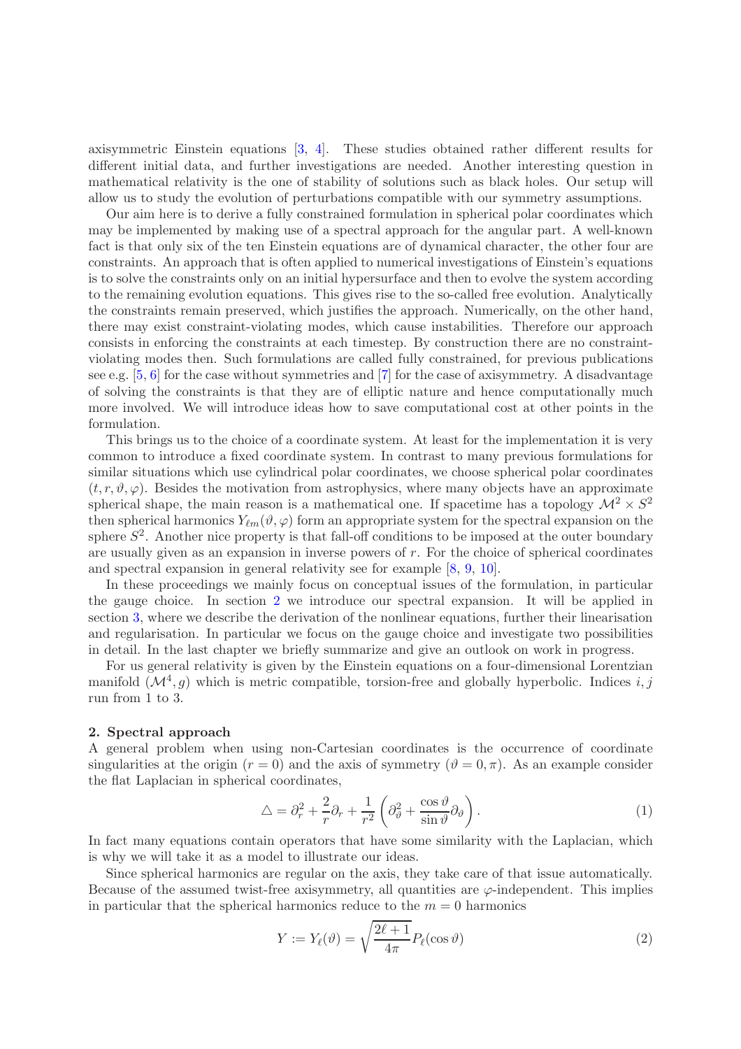axisymmetric Einstein equations [3, 4]. These studies obtained rather different results for different initial data, and further investigations are needed. Another interesting question in mathematical relativity is the one of stability of solutions such as black holes. Our setup will allow us to study the evolution of perturbations compatible with our symmetry assumptions.

Our aim here is to derive a fully constrained formulation in spherical polar coordinates which may be implemented by making use of a spectral approach for the angular part. A well-known fact is that only six of the ten Einstein equations are of dynamical character, the other four are constraints. An approach that is often applied to numerical investigations of Einstein's equations is to solve the constraints only on an initial hypersurface and then to evolve the system according to the remaining evolution equations. This gives rise to the so-called free evolution. Analytically the constraints remain preserved, which justifies the approach. Numerically, on the other hand, there may exist constraint-violating modes, which cause instabilities. Therefore our approach consists in enforcing the constraints at each timestep. By construction there are no constraint-violating modes then. Such formulations are called fully constrained, for previous publications see e.g. [5, 6] for the case without symmetries and [7] for the case of axisymmetry. A disadvantage of solving the constraints is that they are of elliptic nature and hence computationally much more involved. We will introduce ideas how to save computational cost at other points in the formulation.

This brings us to the choice of a coordinate system. At least for the implementation it is very common to introduce a fixed coordinate system. In contrast to many previous formulations for similar situations which use cylindrical polar coordinates, we choose spherical polar coordinates $(t, r, \vartheta, \varphi)$. Besides the motivation from astrophysics, where many objects have an approximate spherical shape, the main reason is a mathematical one. If spacetime has a topology $\mathcal{M}^2 \times S^2$ then spherical harmonics $Y_{\ell m}(\vartheta, \varphi)$ form an appropriate system for the spectral expansion on the sphere $S^2$. Another nice property is that fall-off conditions to be imposed at the outer boundary are usually given as an expansion in inverse powers of $r$. For the choice of spherical coordinates and spectral expansion in general relativity see for example [8, 9, 10].

In these proceedings we mainly focus on conceptual issues of the formulation, in particular the gauge choice. In section 2 we introduce our spectral expansion. It will be applied in section 3, where we describe the derivation of the nonlinear equations, further their linearisation and regularisation. In particular we focus on the gauge choice and investigate two possibilities in detail. In the last chapter we briefly summarize and give an outlook on work in progress.

For us general relativity is given by the Einstein equations on a four-dimensional Lorentzian manifold $(\mathcal{M}^4, g)$ which is metric compatible, torsion-free and globally hyperbolic. Indices $i, j$ run from 1 to 3.

## 2. Spectral approach

A general problem when using non-Cartesian coordinates is the occurrence of coordinate singularities at the origin $(r = 0)$ and the axis of symmetry $(\vartheta = 0, \pi)$. As an example consider the flat Laplacian in spherical coordinates,

$$\triangle = \partial_r^2 + \frac{2}{r}\partial_r + \frac{1}{r^2}\left(\partial_\vartheta^2 + \frac{\cos\vartheta}{\sin\vartheta}\partial_\vartheta\right). \tag{1}$$

In fact many equations contain operators that have some similarity with the Laplacian, which is why we will take it as a model to illustrate our ideas.

Since spherical harmonics are regular on the axis, they take care of that issue automatically. Because of the assumed twist-free axisymmetry, all quantities are $\varphi$-independent. This implies in particular that the spherical harmonics reduce to the $m = 0$ harmonics

$$Y := Y_\ell(\vartheta) = \sqrt{\frac{2\ell+1}{4\pi}} P_\ell(\cos\vartheta) \tag{2}$$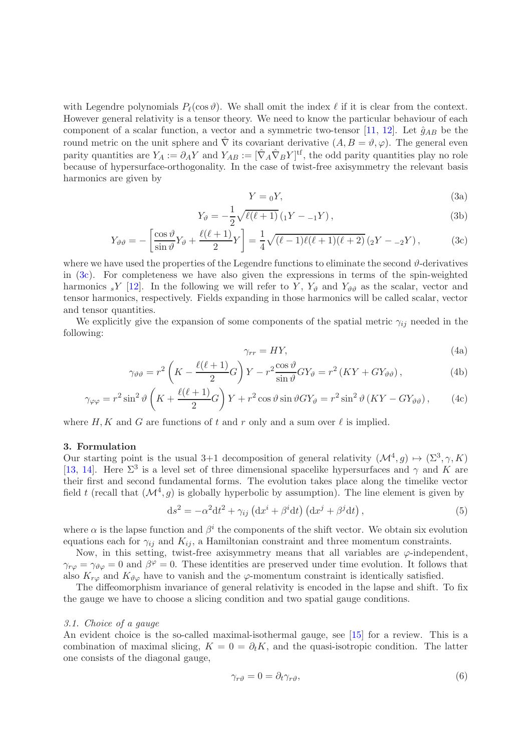with Legendre polynomials $P_\ell(\cos\vartheta)$. We shall omit the index $\ell$ if it is clear from the context. However general relativity is a tensor theory. We need to know the particular behaviour of each component of a scalar function, a vector and a symmetric two-tensor [11, 12]. Let $\hat{g}_{AB}$ be the round metric on the unit sphere and $\hat{\nabla}$ its covariant derivative ($A, B = \vartheta, \varphi$). The general even parity quantities are $Y_A := \partial_A Y$ and $Y_{AB} := [\hat{\nabla}_A \hat{\nabla}_B Y]^{\mathrm{tf}}$, the odd parity quantities play no role because of hypersurface-orthogonality. In the case of twist-free axisymmetry the relevant basis harmonics are given by

$$Y = {}_0Y, \tag{3a}$$

$$Y_\vartheta = -\frac{1}{2}\sqrt{\ell(\ell+1)}\left({}_1Y - {}_{-1}Y\right), \tag{3b}$$

$$Y_{\vartheta\vartheta} = -\left[\frac{\cos\vartheta}{\sin\vartheta}Y_\vartheta + \frac{\ell(\ell+1)}{2}Y\right] = \frac{1}{4}\sqrt{(\ell-1)\ell(\ell+1)(\ell+2)}\left({}_2Y - {}_{-2}Y\right), \tag{3c}$$

where we have used the properties of the Legendre functions to eliminate the second $\vartheta$-derivatives in (3c). For completeness we have also given the expressions in terms of the spin-weighted harmonics ${}_sY$ [12]. In the following we will refer to $Y$, $Y_\vartheta$ and $Y_{\vartheta\vartheta}$ as the scalar, vector and tensor harmonics, respectively. Fields expanding in those harmonics will be called scalar, vector and tensor quantities.

We explicitly give the expansion of some components of the spatial metric $\gamma_{ij}$ needed in the following:

$$\gamma_{rr} = HY, \tag{4a}$$

$$\gamma_{\vartheta\vartheta} = r^2\left(K - \frac{\ell(\ell+1)}{2}G\right)Y - r^2\frac{\cos\vartheta}{\sin\vartheta}GY_\vartheta = r^2\left(KY + GY_{\vartheta\vartheta}\right), \tag{4b}$$

$$\gamma_{\varphi\varphi} = r^2\sin^2\vartheta\left(K + \frac{\ell(\ell+1)}{2}G\right)Y + r^2\cos\vartheta\sin\vartheta\, GY_\vartheta = r^2\sin^2\vartheta\left(KY - GY_{\vartheta\vartheta}\right), \tag{4c}$$

where $H, K$ and $G$ are functions of $t$ and $r$ only and a sum over $\ell$ is implied.

## 3. Formulation

Our starting point is the usual 3+1 decomposition of general relativity $(\mathcal{M}^4, g) \mapsto (\Sigma^3, \gamma, K)$ [13, 14]. Here $\Sigma^3$ is a level set of three dimensional spacelike hypersurfaces and $\gamma$ and $K$ are their first and second fundamental forms. The evolution takes place along the timelike vector field $t$ (recall that $(\mathcal{M}^4, g)$ is globally hyperbolic by assumption). The line element is given by

$$\mathrm{d}s^2 = -\alpha^2\mathrm{d}t^2 + \gamma_{ij}\left(\mathrm{d}x^i + \beta^i\mathrm{d}t\right)\left(\mathrm{d}x^j + \beta^j\mathrm{d}t\right), \tag{5}$$

where $\alpha$ is the lapse function and $\beta^i$ the components of the shift vector. We obtain six evolution equations each for $\gamma_{ij}$ and $K_{ij}$, a Hamiltonian constraint and three momentum constraints.

Now, in this setting, twist-free axisymmetry means that all variables are $\varphi$-independent, $\gamma_{r\varphi} = \gamma_{\vartheta\varphi} = 0$ and $\beta^\varphi = 0$. These identities are preserved under time evolution. It follows that also $K_{r\varphi}$ and $K_{\vartheta\varphi}$ have to vanish and the $\varphi$-momentum constraint is identically satisfied.

The diffeomorphism invariance of general relativity is encoded in the lapse and shift. To fix the gauge we have to choose a slicing condition and two spatial gauge conditions.

### *3.1. Choice of a gauge*

An evident choice is the so-called maximal-isothermal gauge, see [15] for a review. This is a combination of maximal slicing, $K = 0 = \partial_t K$, and the quasi-isotropic condition. The latter one consists of the diagonal gauge,

$$\gamma_{r\vartheta} = 0 = \partial_t\gamma_{r\vartheta}, \tag{6}$$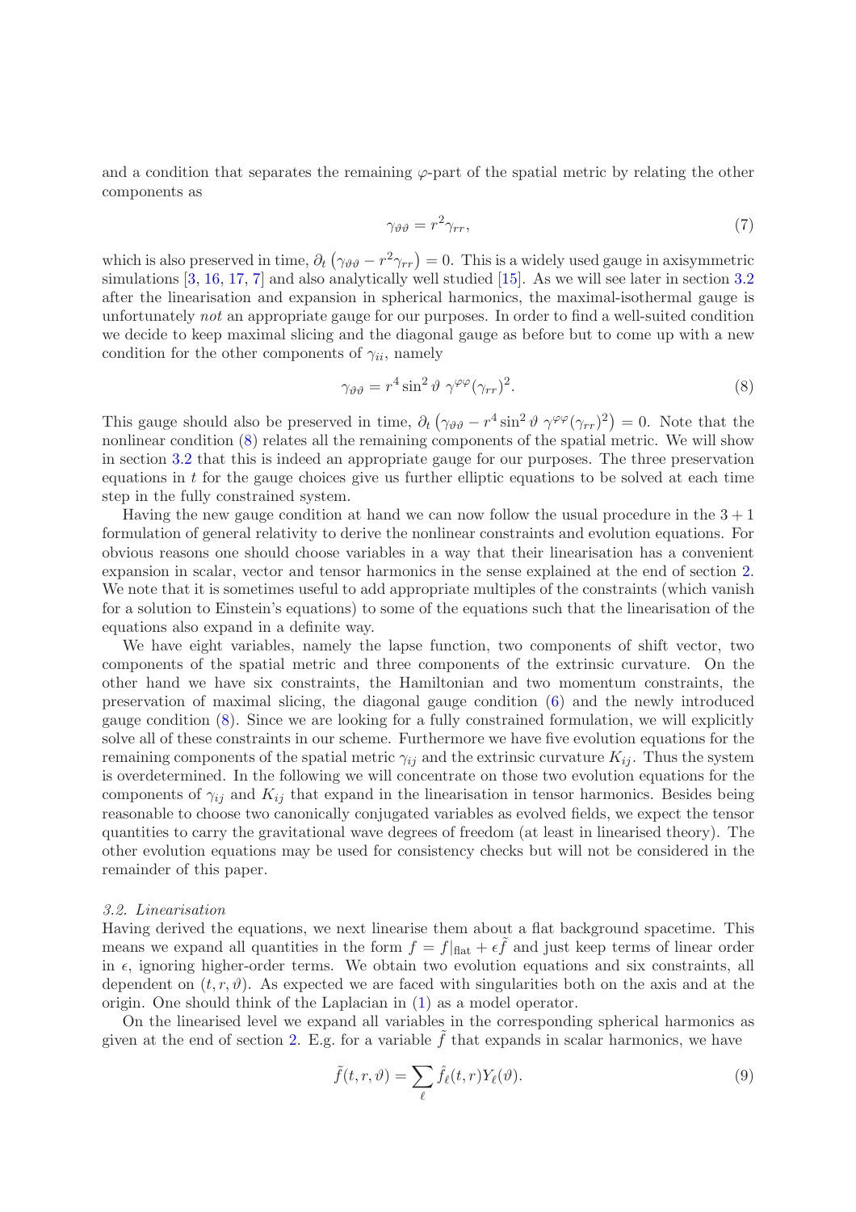and a condition that separates the remaining $\varphi$-part of the spatial metric by relating the other components as

$$\gamma_{\vartheta\vartheta} = r^2 \gamma_{rr}, \tag{7}$$

which is also preserved in time, $\partial_t \left(\gamma_{\vartheta\vartheta} - r^2\gamma_{rr}\right) = 0$. This is a widely used gauge in axisymmetric simulations [3, 16, 17, 7] and also analytically well studied [15]. As we will see later in section 3.2 after the linearisation and expansion in spherical harmonics, the maximal-isothermal gauge is unfortunately *not* an appropriate gauge for our purposes. In order to find a well-suited condition we decide to keep maximal slicing and the diagonal gauge as before but to come up with a new condition for the other components of $\gamma_{ii}$, namely

$$\gamma_{\vartheta\vartheta} = r^4 \sin^2\vartheta \; \gamma^{\varphi\varphi} (\gamma_{rr})^2. \tag{8}$$

This gauge should also be preserved in time, $\partial_t \left(\gamma_{\vartheta\vartheta} - r^4 \sin^2\vartheta \; \gamma^{\varphi\varphi}(\gamma_{rr})^2\right) = 0$. Note that the nonlinear condition (8) relates all the remaining components of the spatial metric. We will show in section 3.2 that this is indeed an appropriate gauge for our purposes. The three preservation equations in $t$ for the gauge choices give us further elliptic equations to be solved at each time step in the fully constrained system.

Having the new gauge condition at hand we can now follow the usual procedure in the $3+1$ formulation of general relativity to derive the nonlinear constraints and evolution equations. For obvious reasons one should choose variables in a way that their linearisation has a convenient expansion in scalar, vector and tensor harmonics in the sense explained at the end of section 2. We note that it is sometimes useful to add appropriate multiples of the constraints (which vanish for a solution to Einstein's equations) to some of the equations such that the linearisation of the equations also expand in a definite way.

We have eight variables, namely the lapse function, two components of shift vector, two components of the spatial metric and three components of the extrinsic curvature. On the other hand we have six constraints, the Hamiltonian and two momentum constraints, the preservation of maximal slicing, the diagonal gauge condition (6) and the newly introduced gauge condition (8). Since we are looking for a fully constrained formulation, we will explicitly solve all of these constraints in our scheme. Furthermore we have five evolution equations for the remaining components of the spatial metric $\gamma_{ij}$ and the extrinsic curvature $K_{ij}$. Thus the system is overdetermined. In the following we will concentrate on those two evolution equations for the components of $\gamma_{ij}$ and $K_{ij}$ that expand in the linearisation in tensor harmonics. Besides being reasonable to choose two canonically conjugated variables as evolved fields, we expect the tensor quantities to carry the gravitational wave degrees of freedom (at least in linearised theory). The other evolution equations may be used for consistency checks but will not be considered in the remainder of this paper.

### 3.2. Linearisation

Having derived the equations, we next linearise them about a flat background spacetime. This means we expand all quantities in the form $f = f|_{\text{flat}} + \epsilon \tilde{f}$ and just keep terms of linear order in $\epsilon$, ignoring higher-order terms. We obtain two evolution equations and six constraints, all dependent on $(t, r, \vartheta)$. As expected we are faced with singularities both on the axis and at the origin. One should think of the Laplacian in (1) as a model operator.

On the linearised level we expand all variables in the corresponding spherical harmonics as given at the end of section 2. E.g. for a variable $\tilde{f}$ that expands in scalar harmonics, we have

$$\tilde{f}(t, r, \vartheta) = \sum_{\ell} \hat{f}_{\ell}(t, r) Y_{\ell}(\vartheta). \tag{9}$$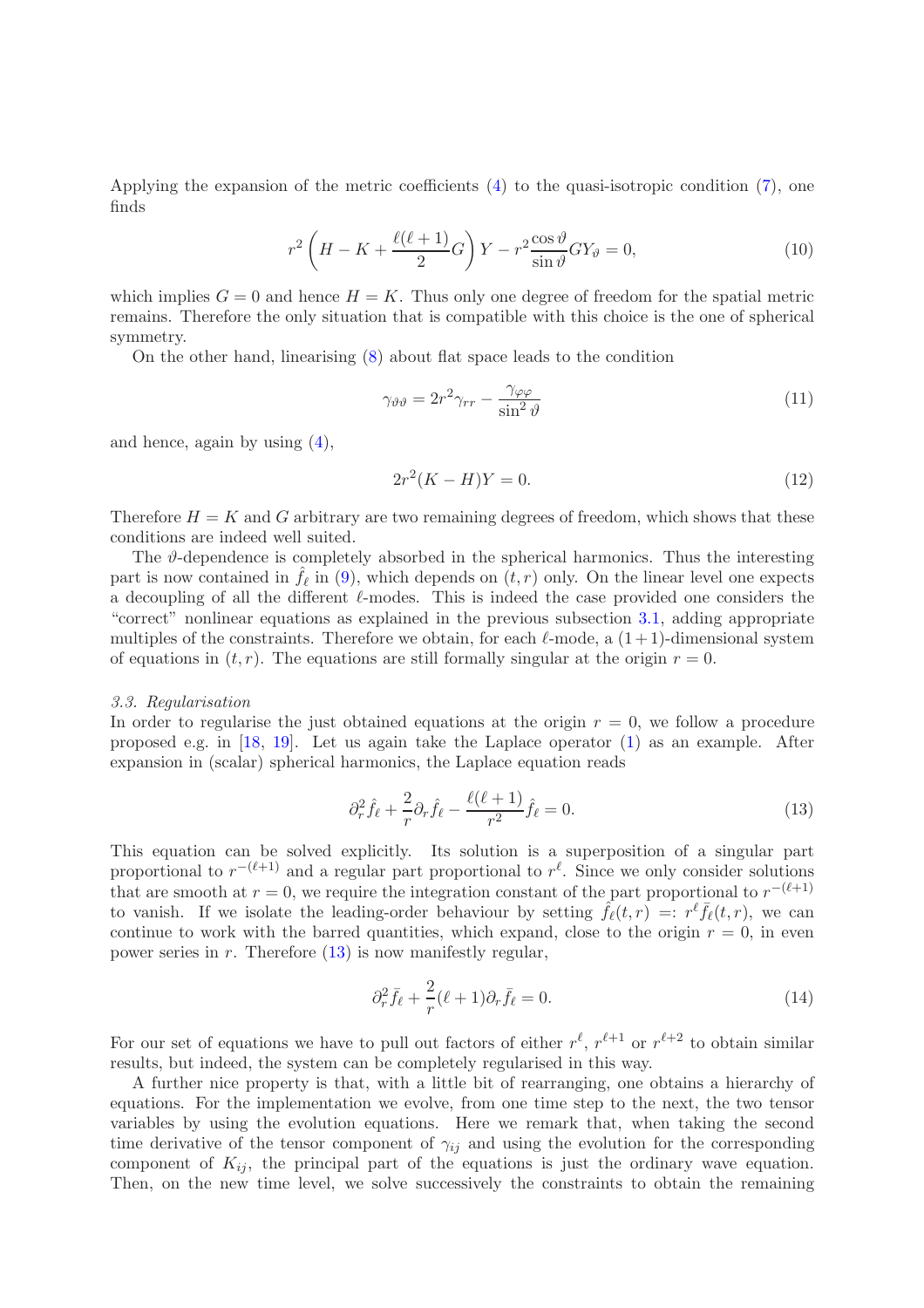Applying the expansion of the metric coefficients (4) to the quasi-isotropic condition (7), one finds

$$r^2 \left( H - K + \frac{\ell(\ell+1)}{2} G \right) Y - r^2 \frac{\cos\vartheta}{\sin\vartheta} G Y_\vartheta = 0, \tag{10}$$

which implies $G = 0$ and hence $H = K$. Thus only one degree of freedom for the spatial metric remains. Therefore the only situation that is compatible with this choice is the one of spherical symmetry.

On the other hand, linearising (8) about flat space leads to the condition

$$\gamma_{\vartheta\vartheta} = 2r^2 \gamma_{rr} - \frac{\gamma_{\varphi\varphi}}{\sin^2\vartheta} \tag{11}$$

and hence, again by using (4),

$$2r^2(K - H)Y = 0. \tag{12}$$

Therefore $H = K$ and $G$ arbitrary are two remaining degrees of freedom, which shows that these conditions are indeed well suited.

The $\vartheta$-dependence is completely absorbed in the spherical harmonics. Thus the interesting part is now contained in $\hat{f}_\ell$ in (9), which depends on $(t, r)$ only. On the linear level one expects a decoupling of all the different $\ell$-modes. This is indeed the case provided one considers the "correct" nonlinear equations as explained in the previous subsection 3.1, adding appropriate multiples of the constraints. Therefore we obtain, for each $\ell$-mode, a $(1+1)$-dimensional system of equations in $(t, r)$. The equations are still formally singular at the origin $r = 0$.

### 3.3. Regularisation

In order to regularise the just obtained equations at the origin $r = 0$, we follow a procedure proposed e.g. in [18, 19]. Let us again take the Laplace operator (1) as an example. After expansion in (scalar) spherical harmonics, the Laplace equation reads

$$\partial_r^2 \hat{f}_\ell + \frac{2}{r} \partial_r \hat{f}_\ell - \frac{\ell(\ell+1)}{r^2} \hat{f}_\ell = 0. \tag{13}$$

This equation can be solved explicitly. Its solution is a superposition of a singular part proportional to $r^{-(\ell+1)}$ and a regular part proportional to $r^\ell$. Since we only consider solutions that are smooth at $r = 0$, we require the integration constant of the part proportional to $r^{-(\ell+1)}$ to vanish. If we isolate the leading-order behaviour by setting $\hat{f}_\ell(t, r) =: r^\ell \bar{f}_\ell(t, r)$, we can continue to work with the barred quantities, which expand, close to the origin $r = 0$, in even power series in $r$. Therefore (13) is now manifestly regular,

$$\partial_r^2 \bar{f}_\ell + \frac{2}{r}(\ell+1) \partial_r \bar{f}_\ell = 0. \tag{14}$$

For our set of equations we have to pull out factors of either $r^\ell$, $r^{\ell+1}$ or $r^{\ell+2}$ to obtain similar results, but indeed, the system can be completely regularised in this way.

A further nice property is that, with a little bit of rearranging, one obtains a hierarchy of equations. For the implementation we evolve, from one time step to the next, the two tensor variables by using the evolution equations. Here we remark that, when taking the second time derivative of the tensor component of $\gamma_{ij}$ and using the evolution for the corresponding component of $K_{ij}$, the principal part of the equations is just the ordinary wave equation. Then, on the new time level, we solve successively the constraints to obtain the remaining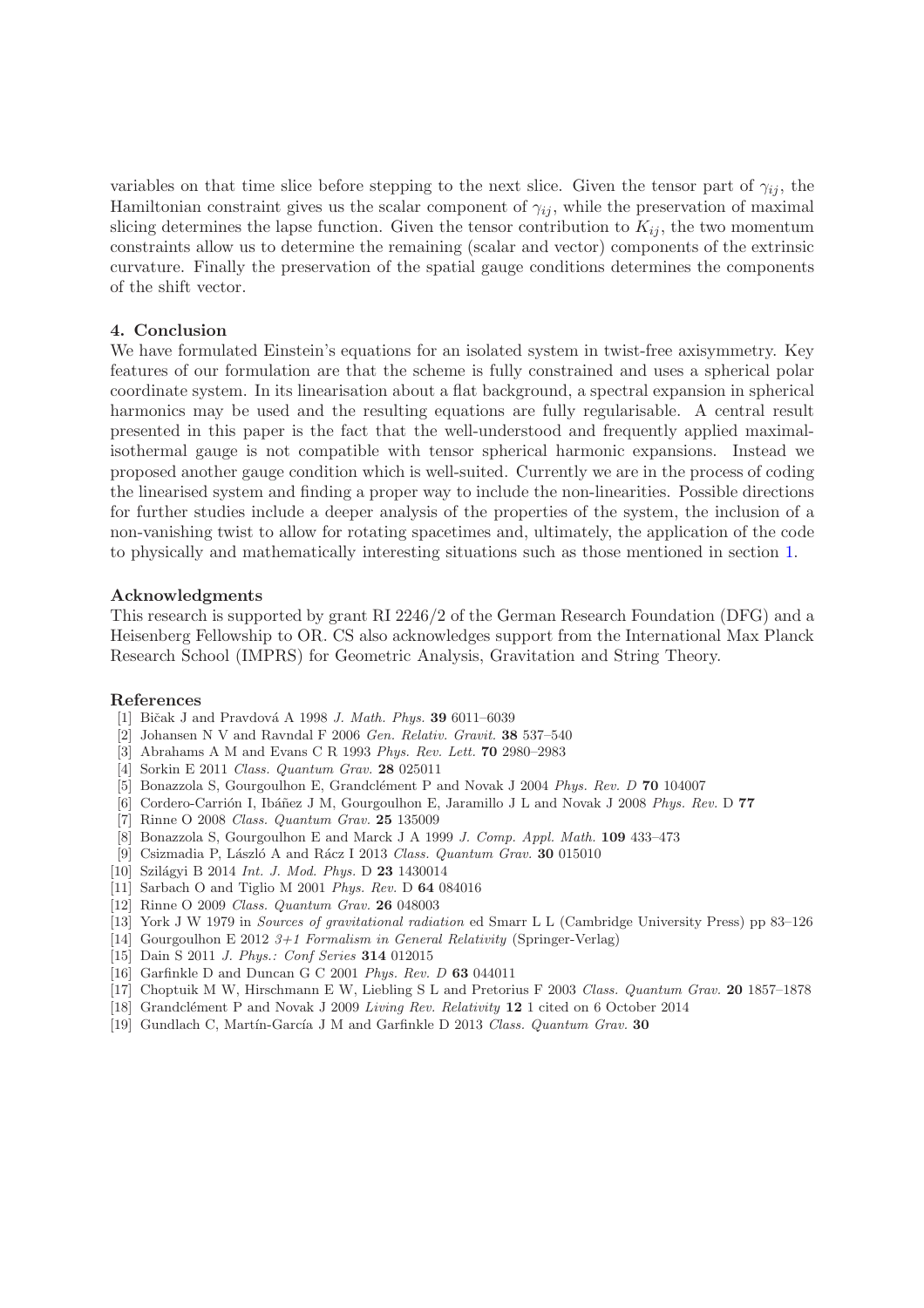variables on that time slice before stepping to the next slice. Given the tensor part of $\gamma_{ij}$, the Hamiltonian constraint gives us the scalar component of $\gamma_{ij}$, while the preservation of maximal slicing determines the lapse function. Given the tensor contribution to $K_{ij}$, the two momentum constraints allow us to determine the remaining (scalar and vector) components of the extrinsic curvature. Finally the preservation of the spatial gauge conditions determines the components of the shift vector.

## 4. Conclusion

We have formulated Einstein's equations for an isolated system in twist-free axisymmetry. Key features of our formulation are that the scheme is fully constrained and uses a spherical polar coordinate system. In its linearisation about a flat background, a spectral expansion in spherical harmonics may be used and the resulting equations are fully regularisable. A central result presented in this paper is the fact that the well-understood and frequently applied maximal-isothermal gauge is not compatible with tensor spherical harmonic expansions. Instead we proposed another gauge condition which is well-suited. Currently we are in the process of coding the linearised system and finding a proper way to include the non-linearities. Possible directions for further studies include a deeper analysis of the properties of the system, the inclusion of a non-vanishing twist to allow for rotating spacetimes and, ultimately, the application of the code to physically and mathematically interesting situations such as those mentioned in section 1.

## Acknowledgments

This research is supported by grant RI 2246/2 of the German Research Foundation (DFG) and a Heisenberg Fellowship to OR. CS also acknowledges support from the International Max Planck Research School (IMPRS) for Geometric Analysis, Gravitation and String Theory.

## References

[1] Bičak J and Pravdová A 1998 *J. Math. Phys.* **39** 6011–6039

[2] Johansen N V and Ravndal F 2006 *Gen. Relativ. Gravit.* **38** 537–540

[3] Abrahams A M and Evans C R 1993 *Phys. Rev. Lett.* **70** 2980–2983

[4] Sorkin E 2011 *Class. Quantum Grav.* **28** 025011

[5] Bonazzola S, Gourgoulhon E, Grandclément P and Novak J 2004 *Phys. Rev. D* **70** 104007

[6] Cordero-Carrión I, Ibáñez J M, Gourgoulhon E, Jaramillo J L and Novak J 2008 *Phys. Rev.* D **77**

[7] Rinne O 2008 *Class. Quantum Grav.* **25** 135009

[8] Bonazzola S, Gourgoulhon E and Marck J A 1999 *J. Comp. Appl. Math.* **109** 433–473

[9] Csizmadia P, László A and Rácz I 2013 *Class. Quantum Grav.* **30** 015010

[10] Szilágyi B 2014 *Int. J. Mod. Phys.* D **23** 1430014

[11] Sarbach O and Tiglio M 2001 *Phys. Rev.* D **64** 084016

[12] Rinne O 2009 *Class. Quantum Grav.* **26** 048003

[13] York J W 1979 in *Sources of gravitational radiation* ed Smarr L L (Cambridge University Press) pp 83–126

[14] Gourgoulhon E 2012 *3+1 Formalism in General Relativity* (Springer-Verlag)

[15] Dain S 2011 *J. Phys.: Conf Series* **314** 012015

[16] Garfinkle D and Duncan G C 2001 *Phys. Rev. D* **63** 044011

[17] Choptuik M W, Hirschmann E W, Liebling S L and Pretorius F 2003 *Class. Quantum Grav.* **20** 1857–1878

[18] Grandclément P and Novak J 2009 *Living Rev. Relativity* **12** 1 cited on 6 October 2014

[19] Gundlach C, Martín-García J M and Garfinkle D 2013 *Class. Quantum Grav.* **30**